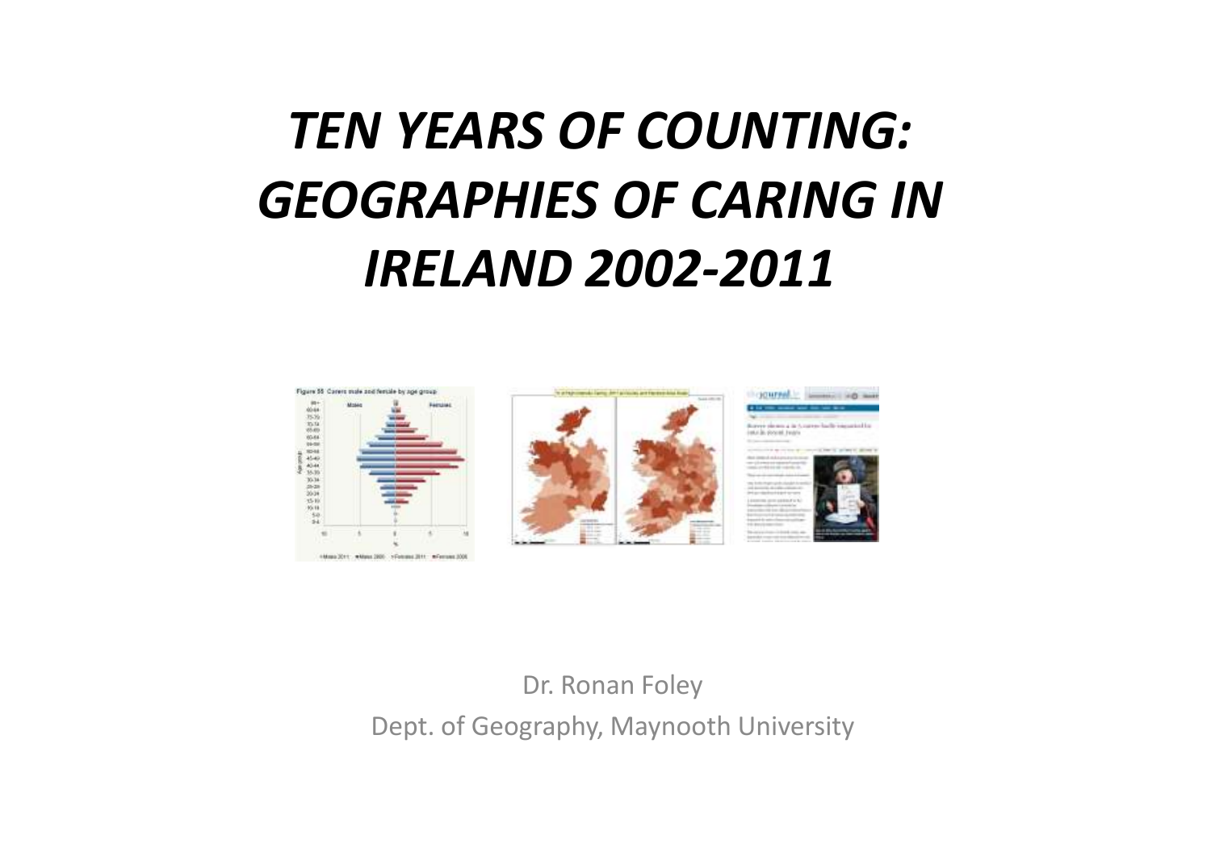# *TEN YEARS OF COUNTING: GEOGRAPHIES OF CARING IN IRELAND 2002-2011*

Dr. Ronan Foley

Dept. of Geography, Maynooth University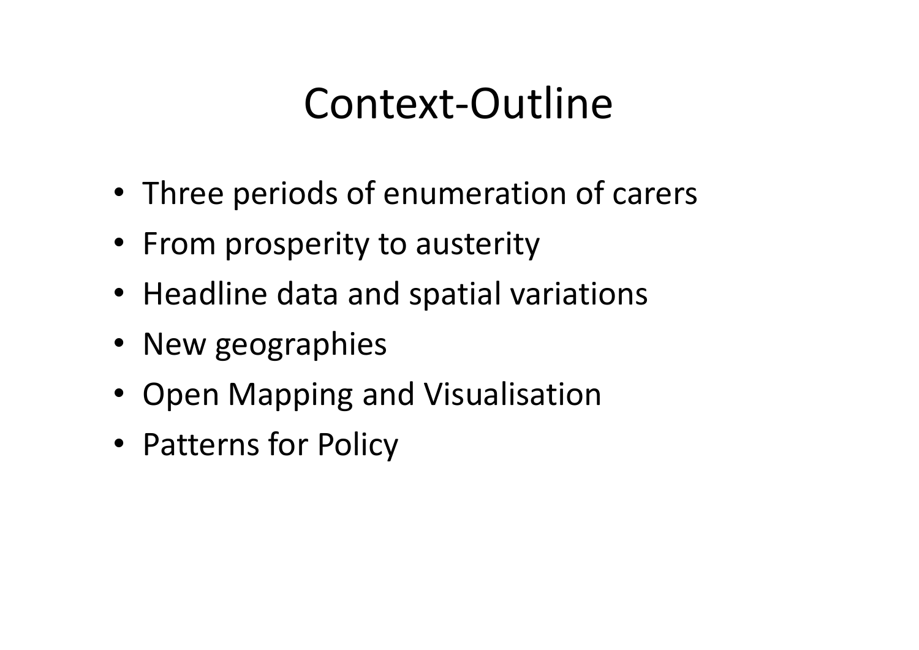# Context-Outline

- Three periods of enumeration of carers
- From prosperity to austerity
- Headline data and spatial variations
- New geographies
- Open Mapping and Visualisation
- Patterns for Policy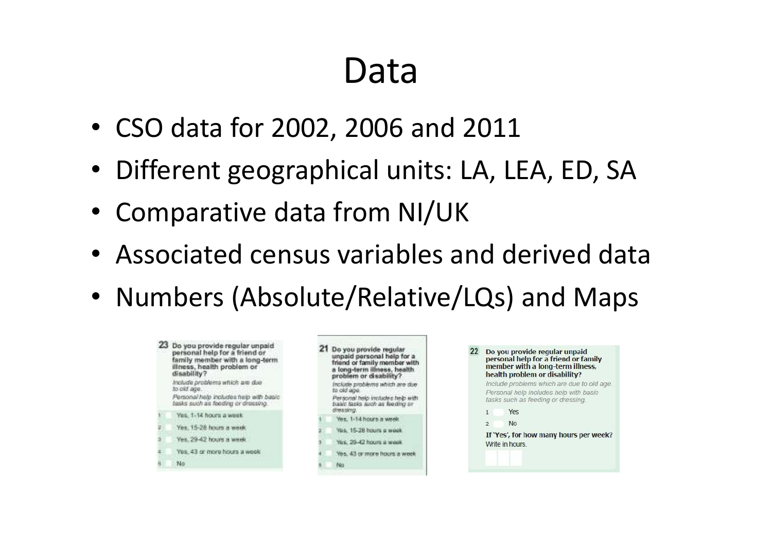# Data

- CSO data for 2002, 2006 and 2011
- Different geographical units: LA, LEA, ED, SA
- Comparative data from NI/UK
- Associated census variables and derived data
- Numbers (Absolute/Relative/LQs) and Maps

**23** Do you provide regular unpaid personal help for a friend or family member with a long-term illness, health problem or disability?

*Include problems which are due to old age.*

*Personal help includes help with basic tasks such as feeding or dressing.*

1. Yes, 1-14 hours a week
2. Yes, 15-28 hours a week
3. Yes, 29-42 hours a week
4. Yes, 43 or more hours a week
5. No

**21** Do you provide regular unpaid personal help for a friend or family member with a long-term illness, health problem or disability?

*Include problems which are due to old age.*

*Personal help includes help with basic tasks such as feeding or dressing.*

1. Yes, 1-14 hours a week
2. Yes, 15-28 hours a week
3. Yes, 29-42 hours a week
4. Yes, 43 or more hours a week
5. No

**22** Do you provide regular unpaid personal help for a friend or family member with a long-term illness, health problem or disability?

*Include problems which are due to old age.*

*Personal help includes help with basic tasks such as feeding or dressing.*

1. Yes
2. No

**If 'Yes', for how many hours per week?**
Write in hours.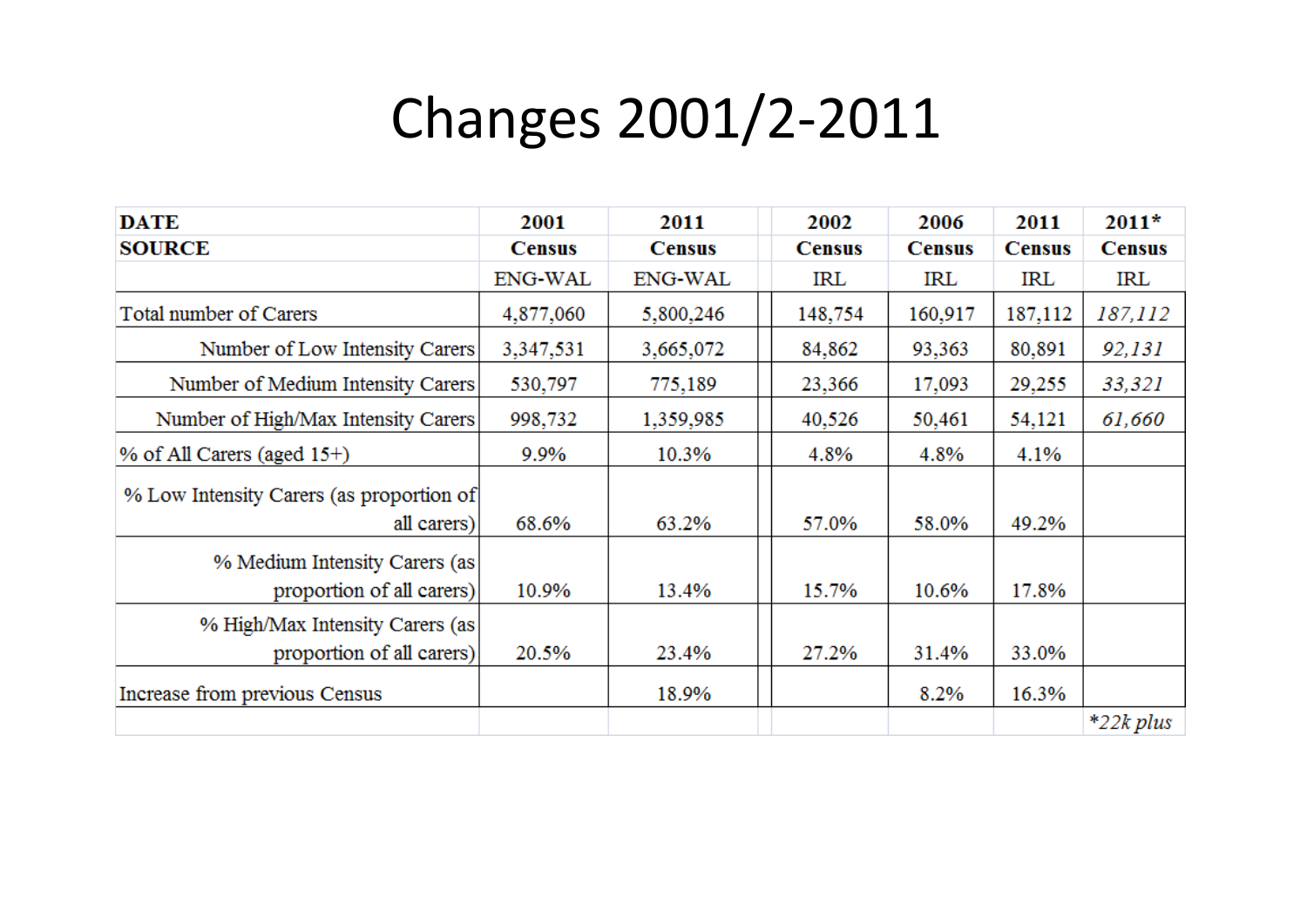# Changes 2001/2-2011

| DATE | 2001 | 2011 | | 2002 | 2006 | 2011 | 2011* |
|---|---|---|---|---|---|---|---|
| SOURCE | Census | Census | | Census | Census | Census | Census |
| | ENG-WAL | ENG-WAL | | IRL | IRL | IRL | IRL |
| Total number of Carers | 4,877,060 | 5,800,246 | | 148,754 | 160,917 | 187,112 | *187,112* |
| Number of Low Intensity Carers | 3,347,531 | 3,665,072 | | 84,862 | 93,363 | 80,891 | *92,131* |
| Number of Medium Intensity Carers | 530,797 | 775,189 | | 23,366 | 17,093 | 29,255 | *33,321* |
| Number of High/Max Intensity Carers | 998,732 | 1,359,985 | | 40,526 | 50,461 | 54,121 | *61,660* |
| % of All Carers (aged 15+) | 9.9% | 10.3% | | 4.8% | 4.8% | 4.1% | |
| % Low Intensity Carers (as proportion of all carers) | 68.6% | 63.2% | | 57.0% | 58.0% | 49.2% | |
| % Medium Intensity Carers (as proportion of all carers) | 10.9% | 13.4% | | 15.7% | 10.6% | 17.8% | |
| % High/Max Intensity Carers (as proportion of all carers) | 20.5% | 23.4% | | 27.2% | 31.4% | 33.0% | |
| Increase from previous Census | | 18.9% | | | 8.2% | 16.3% | |
| | | | | | | | *\*22k plus* |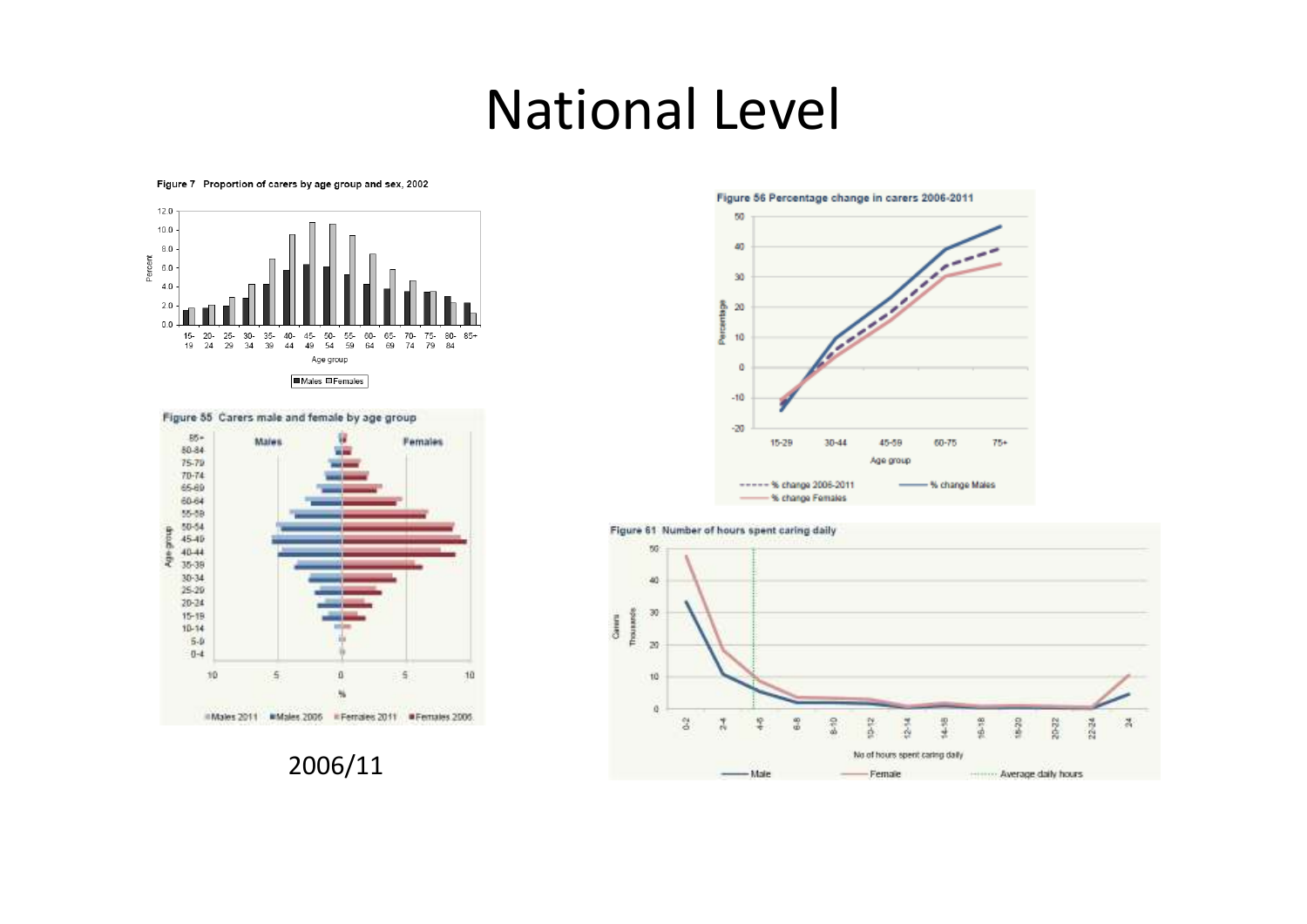# National Level

**Figure 7 Proportion of carers by age group and sex, 2002**

Percent

12.0
10.0
8.0
6.0
4.0
2.0
0.0

15-19 20-24 25-29 30-34 35-39 40-44 45-49 50-54 55-59 60-64 65-69 70-74 75-79 80-84 85+

Age group

Males Females

**Figure 55 Carers male and female by age group**

Males Females

85+
80-84
75-79
70-74
65-69
60-64
55-59
50-54
45-49
40-44
35-39
30-34
25-29
20-24
15-19
10-14
5-9
0-4

10 5 0 5 10

%

Males 2011 Males 2006 Females 2011 Females 2006

2006/11

**Figure 56 Percentage change in carers 2006-2011**

Percentage

50
40
30
20
10
0
-10
-20

15-29 30-44 45-59 60-75 75+

Age group

% change 2006-2011 % change Males % change Females

**Figure 61 Number of hours spent caring daily**

Carers Thousands

50
40
30
20
10
0

0-2 2-4 4-6 6-8 8-10 10-12 12-14 14-16 16-18 18-20 20-22 22-24 24

No of hours spent caring daily

Male Female Average daily hours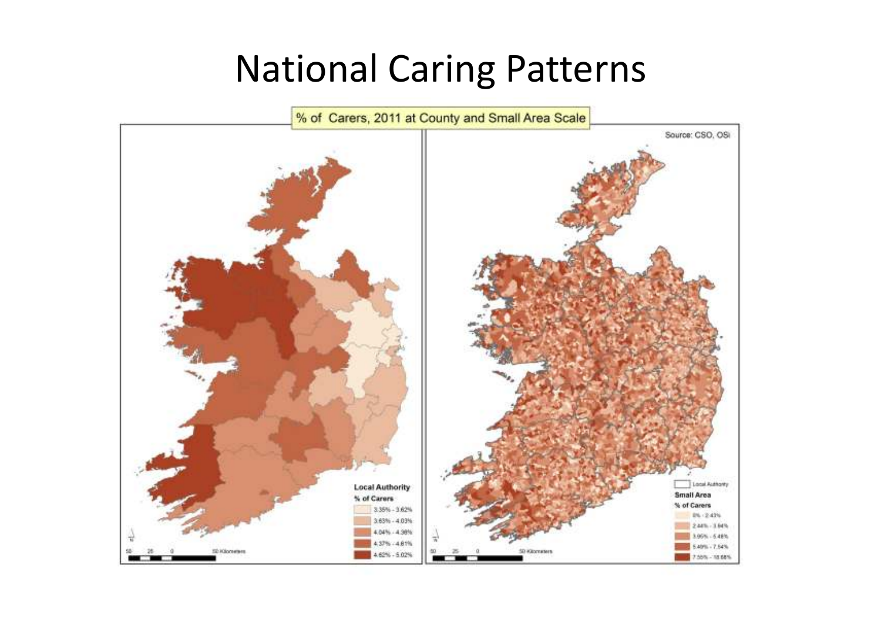# National Caring Patterns

% of Carers, 2011 at County and Small Area Scale

Source: CSO, OSi

**Local Authority**
**% of Carers**
- 3.35% - 3.62%
- 3.63% - 4.03%
- 4.04% - 4.36%
- 4.37% - 4.61%
- 4.62% - 5.02%

Local Authority

**Small Area**
**% of Carers**
- 0% - 2.43%
- 2.44% - 3.94%
- 3.95% - 5.48%
- 5.49% - 7.54%
- 7.55% - 18.68%

50 25 0 50 Kilometers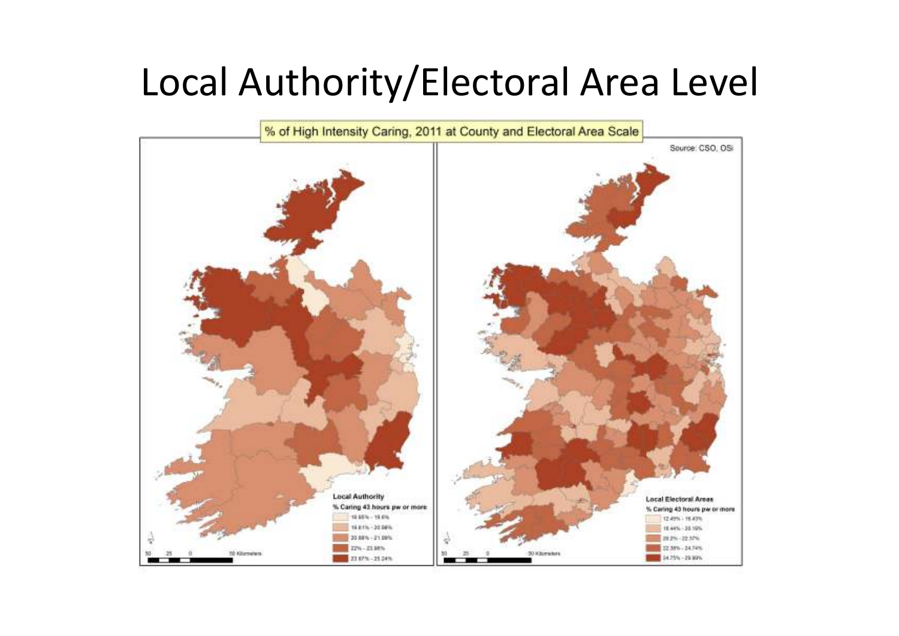# Local Authority/Electoral Area Level

% of High Intensity Caring, 2011 at County and Electoral Area Scale

Source: CSO, OSi

Local Authority

% Caring 43 hours pw or more

16.65% - 19.6%

19.61% - 20.98%

20.99% - 21.99%

22% - 23.96%

23.97% - 25.24%

Local Electoral Areas

% Caring 43 hours pw or more

12.49% - 18.43%

18.44% - 20.19%

20.2% - 22.37%

22.38% - 24.74%

24.75% - 29.99%

50 25 0 50 Kilometers

50 25 0 50 Kilometers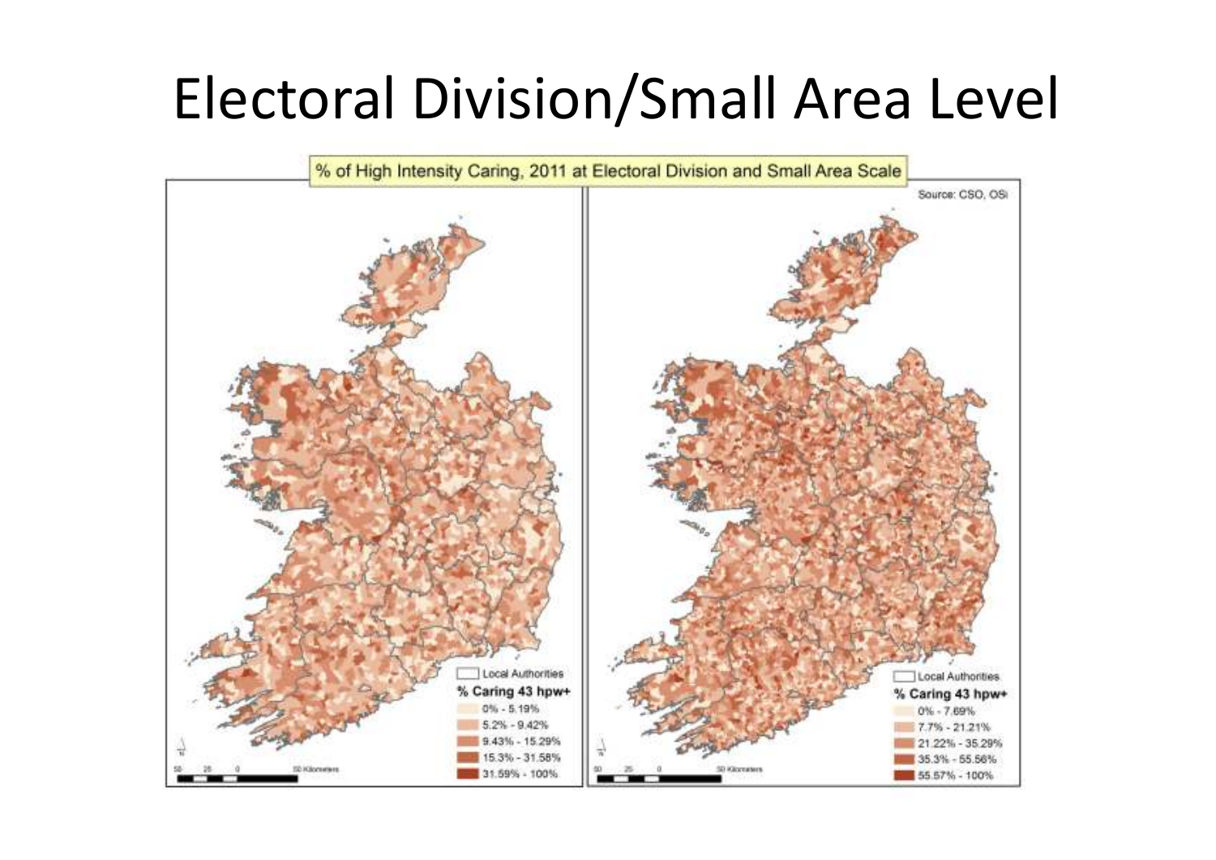# Electoral Division/Small Area Level

% of High Intensity Caring, 2011 at Electoral Division and Small Area Scale

Source: CSO, OSi

Local Authorities

**% Caring 43 hpw+**

- 0% - 5.19%
- 5.2% - 9.42%
- 9.43% - 15.29%
- 15.3% - 31.58%
- 31.59% - 100%

Local Authorities

**% Caring 43 hpw+**

- 0% - 7.69%
- 7.7% - 21.21%
- 21.22% - 35.29%
- 35.3% - 55.56%
- 55.57% - 100%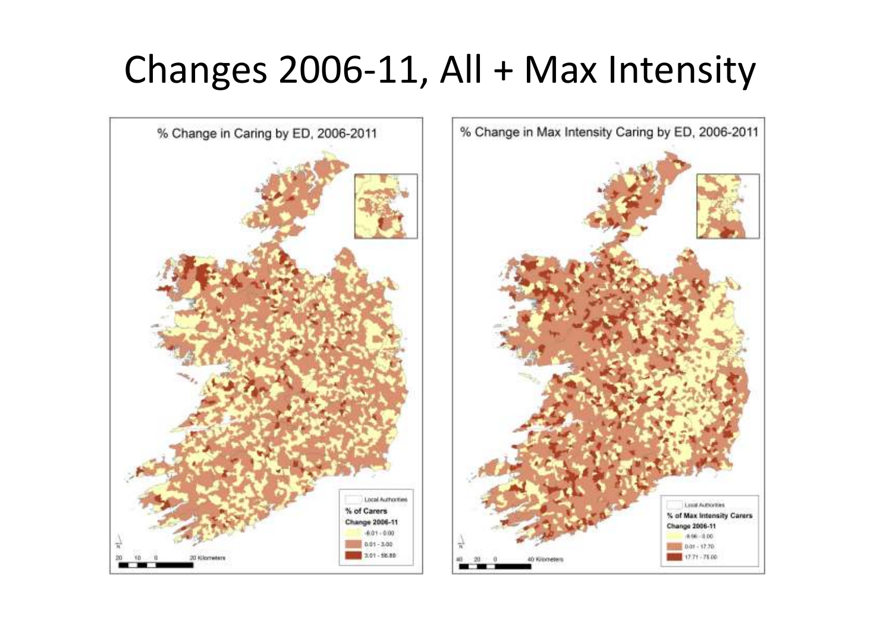# Changes 2006-11, All + Max Intensity

% Change in Caring by ED, 2006-2011

Local Authorities

% of Carers

Change 2006-11

-6.01 - 0.00

0.01 - 3.00

3.01 - 56.80

20 10 0 20 Kilometers

% Change in Max Intensity Caring by ED, 2006-2011

Local Authorities

% of Max Intensity Carers

Change 2006-11

-8.96 - 0.00

0.01 - 17.70

17.71 - 75.00

40 20 0 40 Kilometers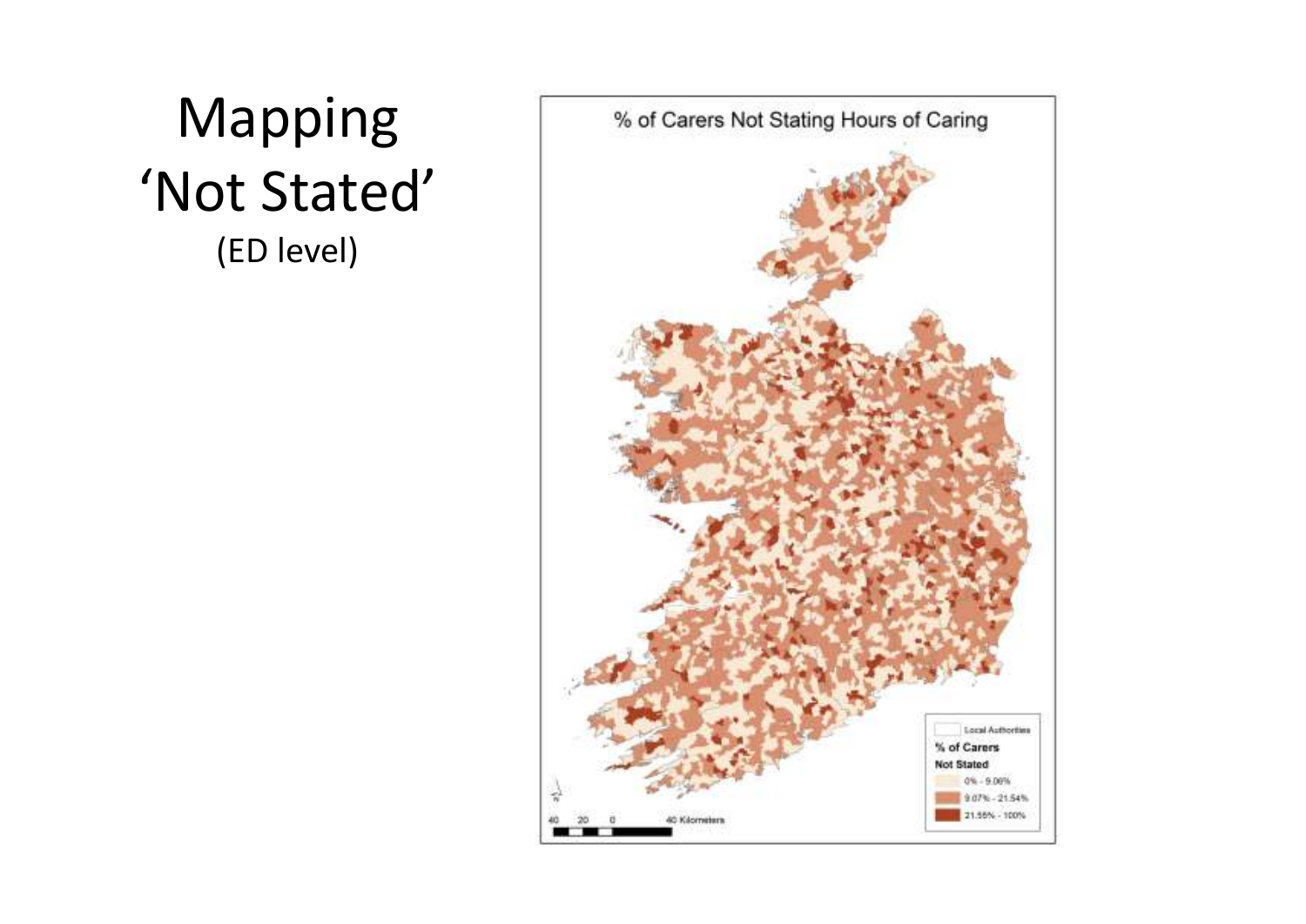# Mapping 'Not Stated'

(ED level)

% of Carers Not Stating Hours of Caring

Local Authorities

% of Carers Not Stated

0% - 9.06%

9.07% - 21.54%

21.55% - 100%

40 20 0 40 Kilometers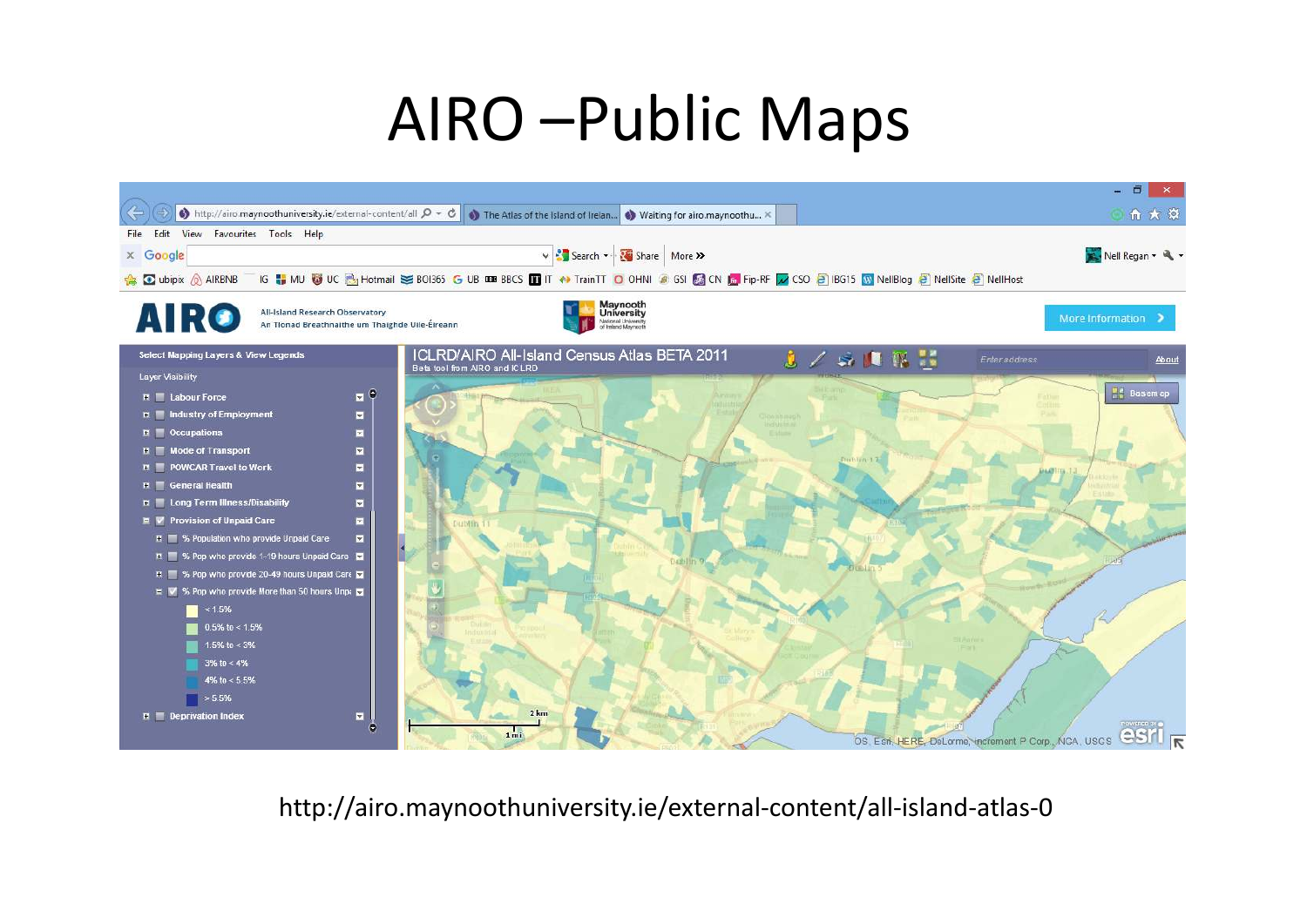# AIRO –Public Maps

http://airo.maynoothuniversity.ie/external-content/all-island-atlas-0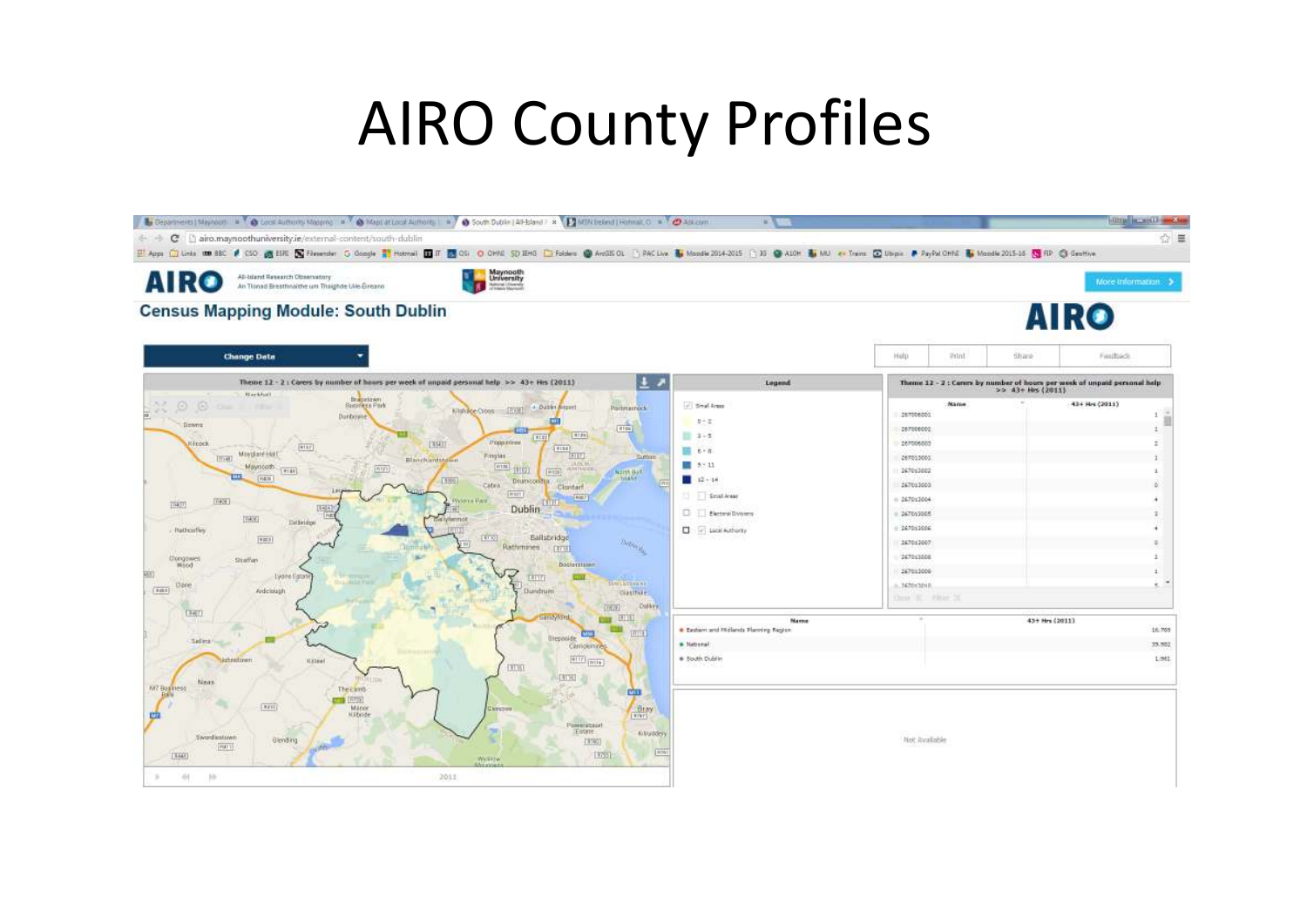# AIRO County Profiles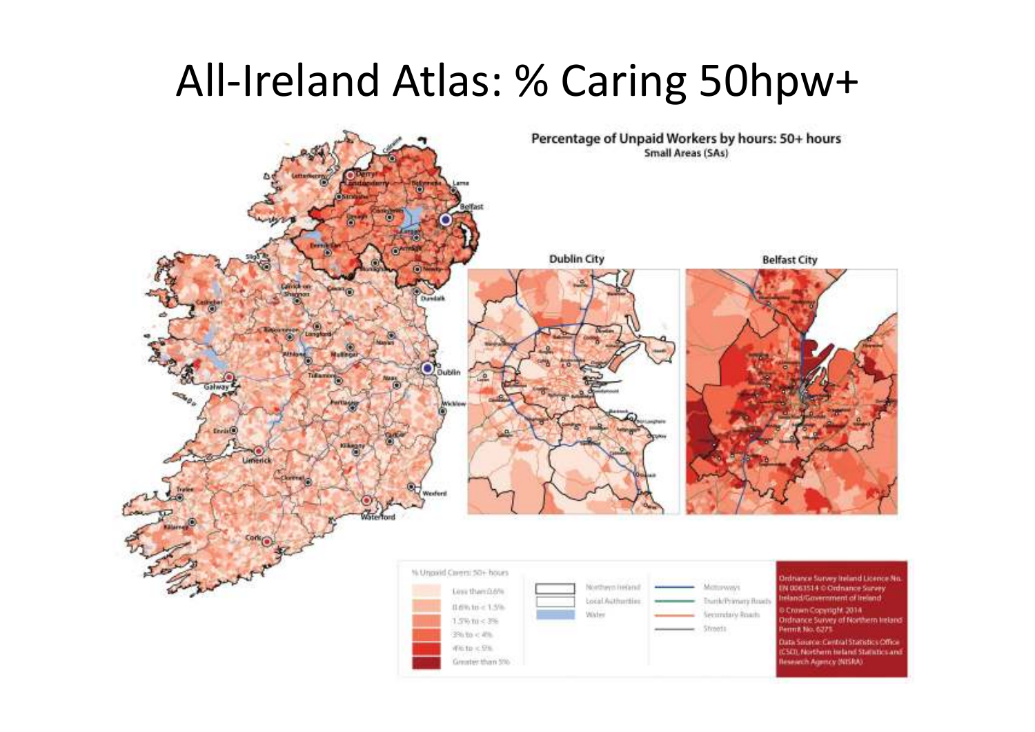# All-Ireland Atlas: % Caring 50hpw+

Percentage of Unpaid Workers by hours: 50+ hours
Small Areas (SAs)

Dublin City

Belfast City

% Unpaid Carers: 50+ hours

Less than 0.6%

0.6% to < 1.5%

1.5% to < 3%

3% to < 4%

4% to < 5%

Greater than 5%

Northern Ireland

Local Authorities

Water

Motorways

Trunk/Primary Roads

Secondary Roads

Streets

Ordnance Survey Ireland Licence No. EN 0063514 © Ordnance Survey Ireland/Government of Ireland

© Crown Copyright 2014 Ordnance Survey of Northern Ireland Permit No. 6275

Data Source: Central Statistics Office (CSO), Northern Ireland Statistics and Research Agency (NISRA)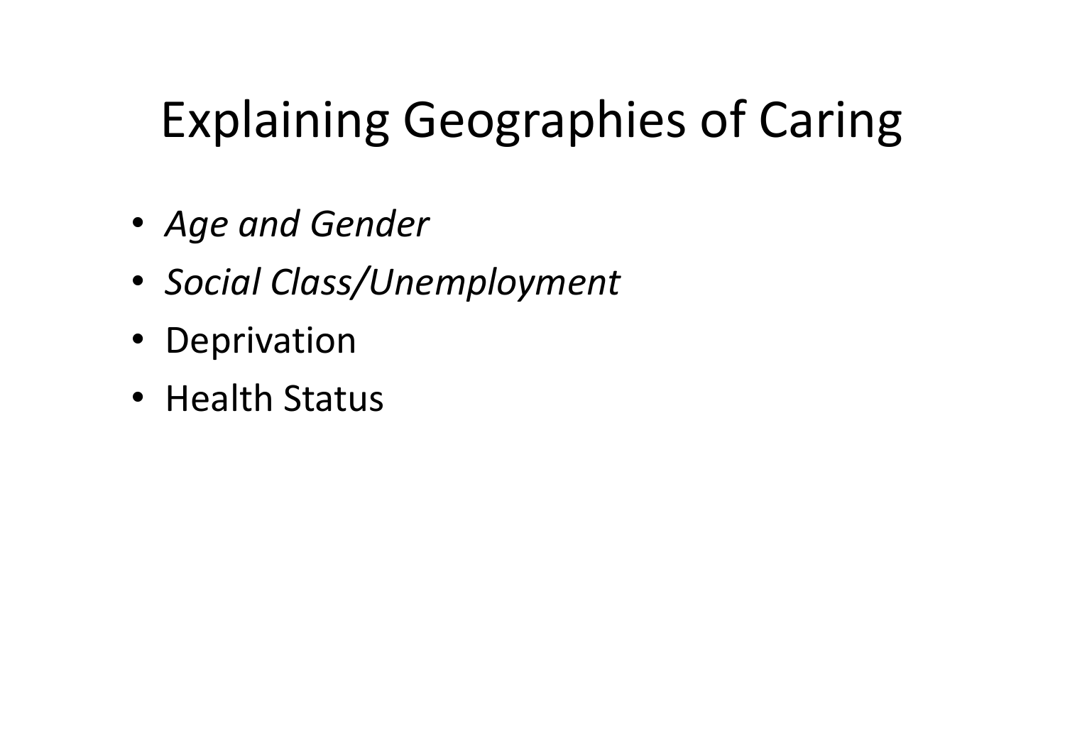# Explaining Geographies of Caring

- *Age and Gender*
- *Social Class/Unemployment*
- Deprivation
- Health Status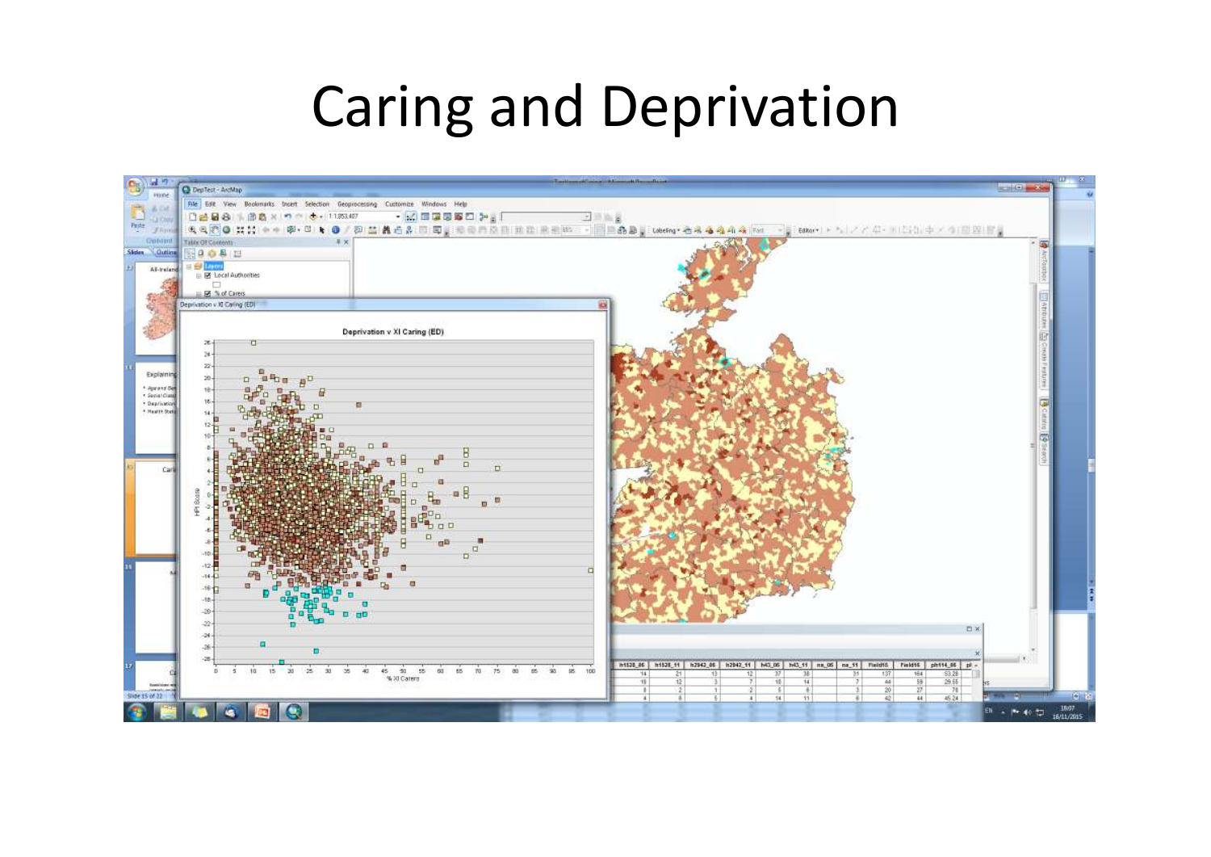# Caring and Deprivation

Deprivation v XI Caring (ED)

HPI Score

% XI Carers

26
24
22
20
18
16
14
12
10
8
6
4
2
0
-2
-4
-6
-8
-10
-12
-14
-16
-18
-20
-22
-24
-26
-28

0 5 10 15 20 25 30 35 40 45 50 55 60 65 70 75 80 85 90 95 100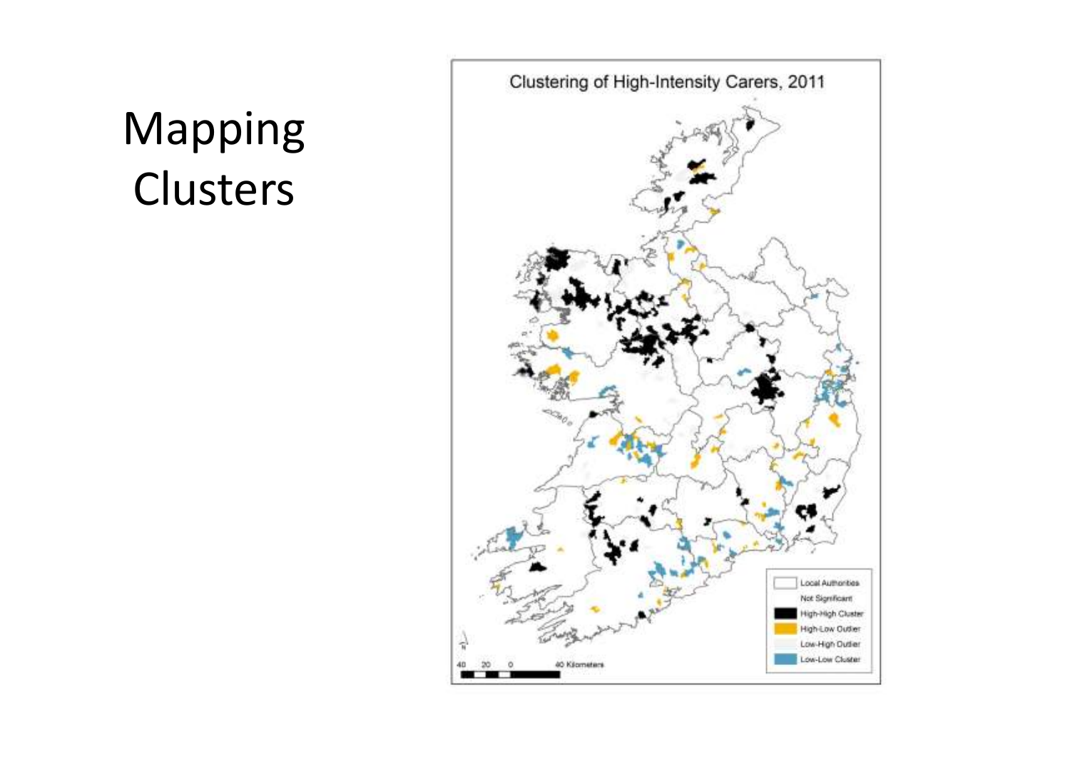# Mapping Clusters

Clustering of High-Intensity Carers, 2011

Local Authorities
Not Significant
High-High Cluster
High-Low Outlier
Low-High Outlier
Low-Low Cluster

40 20 0 40 Kilometers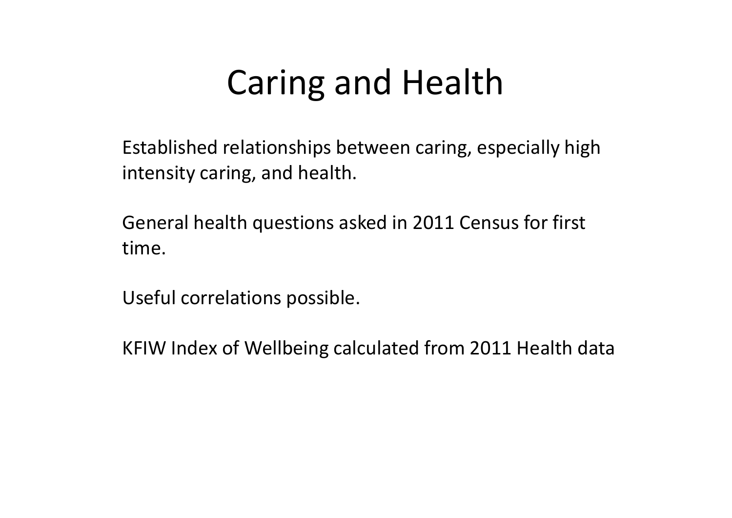# Caring and Health

Established relationships between caring, especially high intensity caring, and health.

General health questions asked in 2011 Census for first time.

Useful correlations possible.

KFIW Index of Wellbeing calculated from 2011 Health data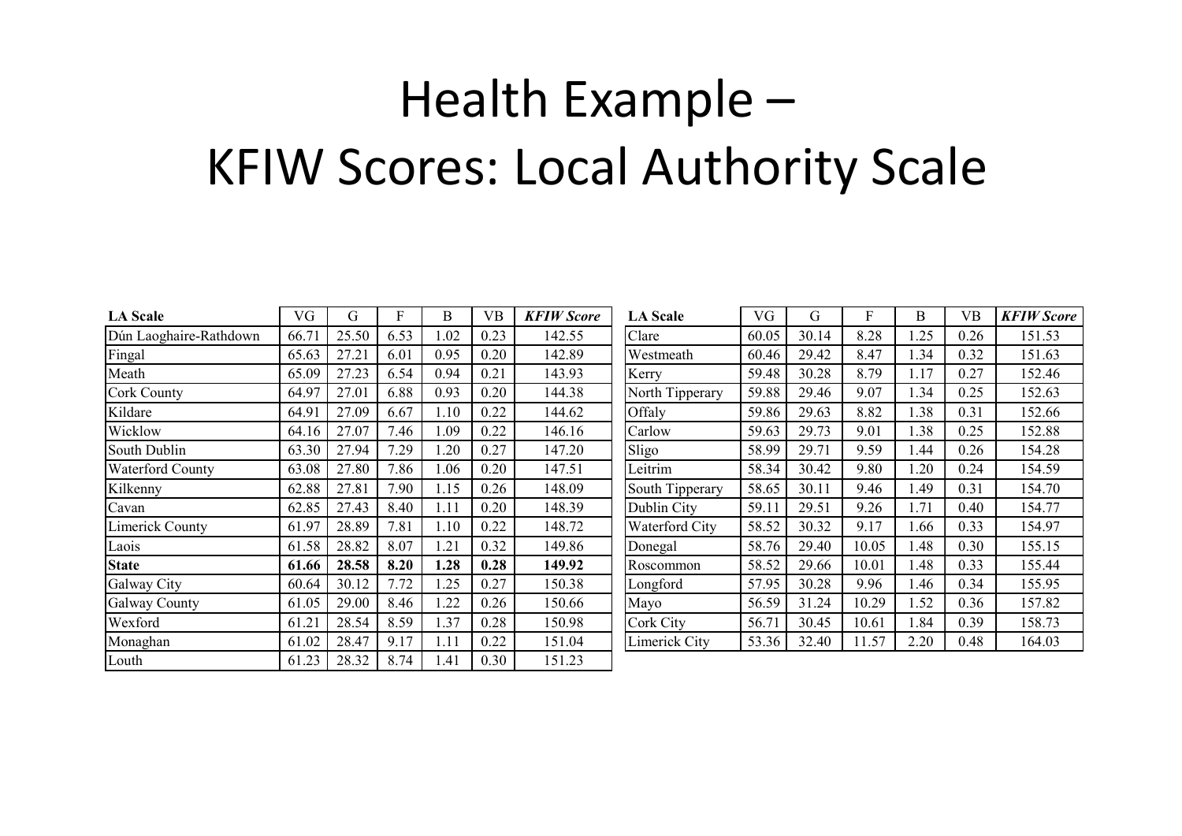# Health Example – KFIW Scores: Local Authority Scale

| LA Scale | VG | G | F | B | VB | *KFIW Score* |
|---|---|---|---|---|---|---|
| Dún Laoghaire-Rathdown | 66.71 | 25.50 | 6.53 | 1.02 | 0.23 | 142.55 |
| Fingal | 65.63 | 27.21 | 6.01 | 0.95 | 0.20 | 142.89 |
| Meath | 65.09 | 27.23 | 6.54 | 0.94 | 0.21 | 143.93 |
| Cork County | 64.97 | 27.01 | 6.88 | 0.93 | 0.20 | 144.38 |
| Kildare | 64.91 | 27.09 | 6.67 | 1.10 | 0.22 | 144.62 |
| Wicklow | 64.16 | 27.07 | 7.46 | 1.09 | 0.22 | 146.16 |
| South Dublin | 63.30 | 27.94 | 7.29 | 1.20 | 0.27 | 147.20 |
| Waterford County | 63.08 | 27.80 | 7.86 | 1.06 | 0.20 | 147.51 |
| Kilkenny | 62.88 | 27.81 | 7.90 | 1.15 | 0.26 | 148.09 |
| Cavan | 62.85 | 27.43 | 8.40 | 1.11 | 0.20 | 148.39 |
| Limerick County | 61.97 | 28.89 | 7.81 | 1.10 | 0.22 | 148.72 |
| Laois | 61.58 | 28.82 | 8.07 | 1.21 | 0.32 | 149.86 |
| **State** | **61.66** | **28.58** | **8.20** | **1.28** | **0.28** | **149.92** |
| Galway City | 60.64 | 30.12 | 7.72 | 1.25 | 0.27 | 150.38 |
| Galway County | 61.05 | 29.00 | 8.46 | 1.22 | 0.26 | 150.66 |
| Wexford | 61.21 | 28.54 | 8.59 | 1.37 | 0.28 | 150.98 |
| Monaghan | 61.02 | 28.47 | 9.17 | 1.11 | 0.22 | 151.04 |
| Louth | 61.23 | 28.32 | 8.74 | 1.41 | 0.30 | 151.23 |

| LA Scale | VG | G | F | B | VB | *KFIW Score* |
|---|---|---|---|---|---|---|
| Clare | 60.05 | 30.14 | 8.28 | 1.25 | 0.26 | 151.53 |
| Westmeath | 60.46 | 29.42 | 8.47 | 1.34 | 0.32 | 151.63 |
| Kerry | 59.48 | 30.28 | 8.79 | 1.17 | 0.27 | 152.46 |
| North Tipperary | 59.88 | 29.46 | 9.07 | 1.34 | 0.25 | 152.63 |
| Offaly | 59.86 | 29.63 | 8.82 | 1.38 | 0.31 | 152.66 |
| Carlow | 59.63 | 29.73 | 9.01 | 1.38 | 0.25 | 152.88 |
| Sligo | 58.99 | 29.71 | 9.59 | 1.44 | 0.26 | 154.28 |
| Leitrim | 58.34 | 30.42 | 9.80 | 1.20 | 0.24 | 154.59 |
| South Tipperary | 58.65 | 30.11 | 9.46 | 1.49 | 0.31 | 154.70 |
| Dublin City | 59.11 | 29.51 | 9.26 | 1.71 | 0.40 | 154.77 |
| Waterford City | 58.52 | 30.32 | 9.17 | 1.66 | 0.33 | 154.97 |
| Donegal | 58.76 | 29.40 | 10.05 | 1.48 | 0.30 | 155.15 |
| Roscommon | 58.52 | 29.66 | 10.01 | 1.48 | 0.33 | 155.44 |
| Longford | 57.95 | 30.28 | 9.96 | 1.46 | 0.34 | 155.95 |
| Mayo | 56.59 | 31.24 | 10.29 | 1.52 | 0.36 | 157.82 |
| Cork City | 56.71 | 30.45 | 10.61 | 1.84 | 0.39 | 158.73 |
| Limerick City | 53.36 | 32.40 | 11.57 | 2.20 | 0.48 | 164.03 |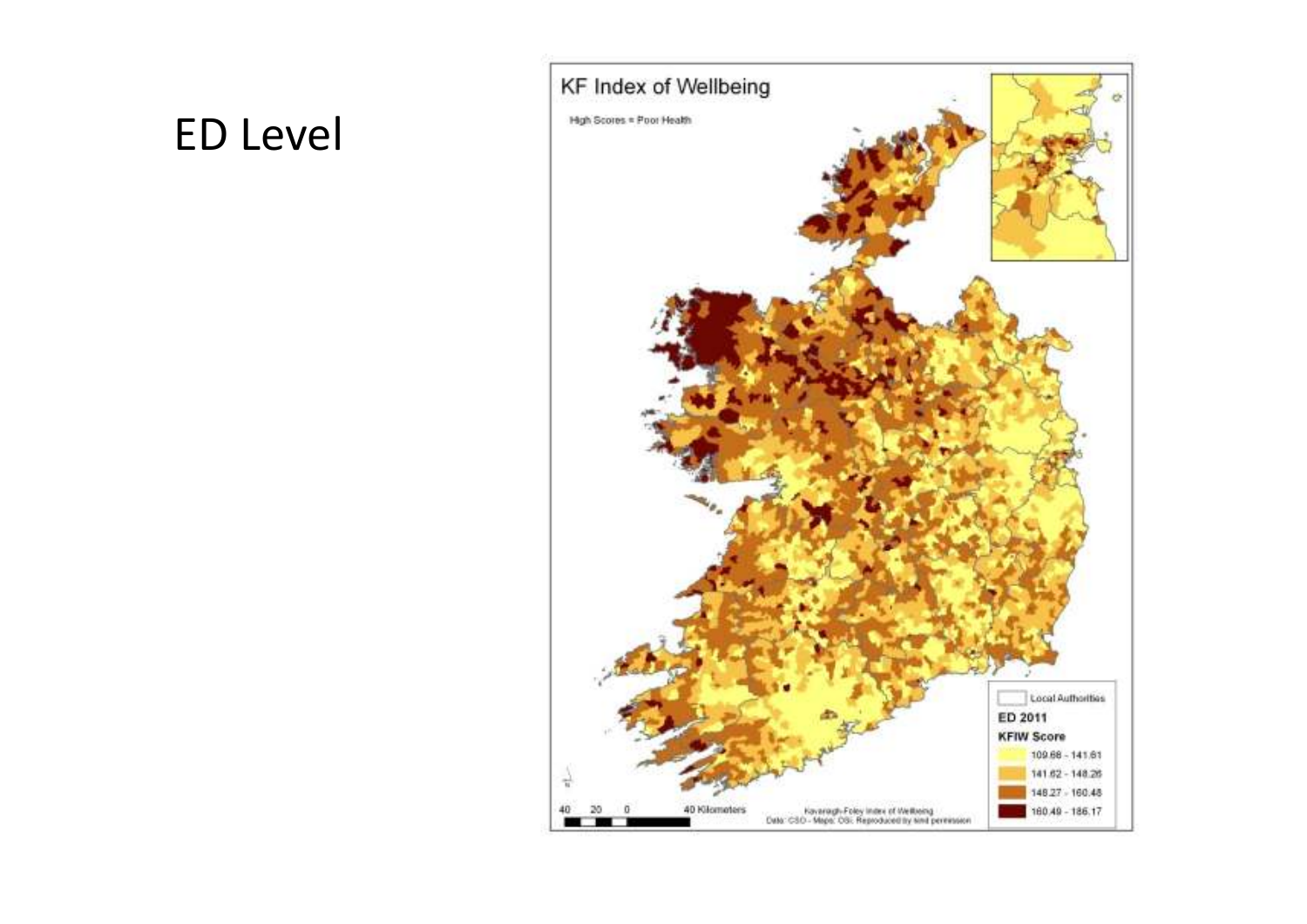# ED Level

KF Index of Wellbeing

High Scores = Poor Health

Local Authorities

ED 2011

**KFIW Score**

- 109.68 - 141.61
- 141.62 - 148.26
- 148.27 - 160.48
- 160.49 - 186.17

40 20 0 40 Kilometers

Kavanagh-Foley Index of Wellbeing
Data: CSO - Maps: OSi. Reproduced by kind permission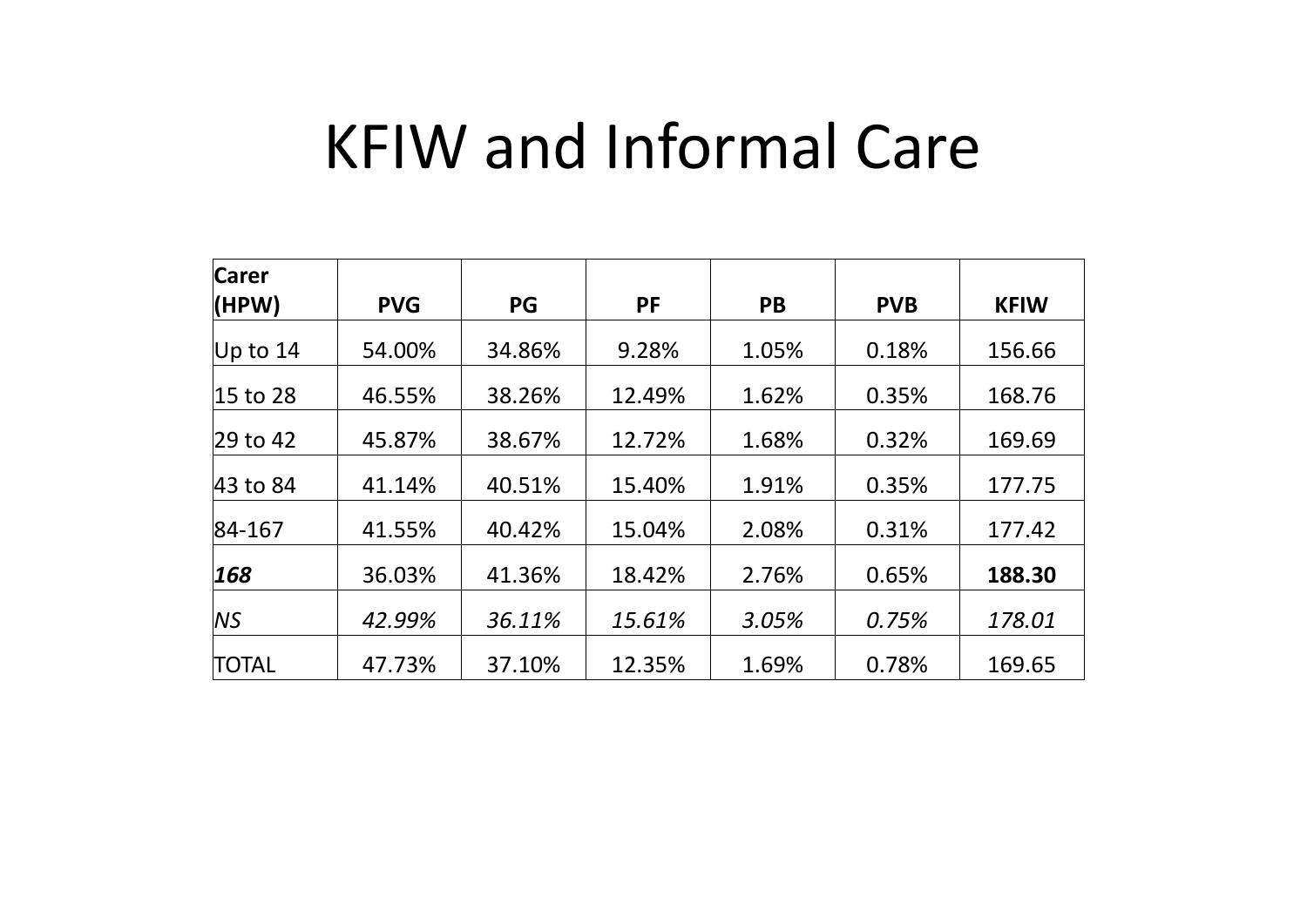# KFIW and Informal Care

| Carer (HPW) | PVG | PG | PF | PB | PVB | KFIW |
|---|---|---|---|---|---|---|
| Up to 14 | 54.00% | 34.86% | 9.28% | 1.05% | 0.18% | 156.66 |
| 15 to 28 | 46.55% | 38.26% | 12.49% | 1.62% | 0.35% | 168.76 |
| 29 to 42 | 45.87% | 38.67% | 12.72% | 1.68% | 0.32% | 169.69 |
| 43 to 84 | 41.14% | 40.51% | 15.40% | 1.91% | 0.35% | 177.75 |
| 84-167 | 41.55% | 40.42% | 15.04% | 2.08% | 0.31% | 177.42 |
| ***168*** | 36.03% | 41.36% | 18.42% | 2.76% | 0.65% | **188.30** |
| *NS* | *42.99%* | *36.11%* | *15.61%* | *3.05%* | *0.75%* | *178.01* |
| TOTAL | 47.73% | 37.10% | 12.35% | 1.69% | 0.78% | 169.65 |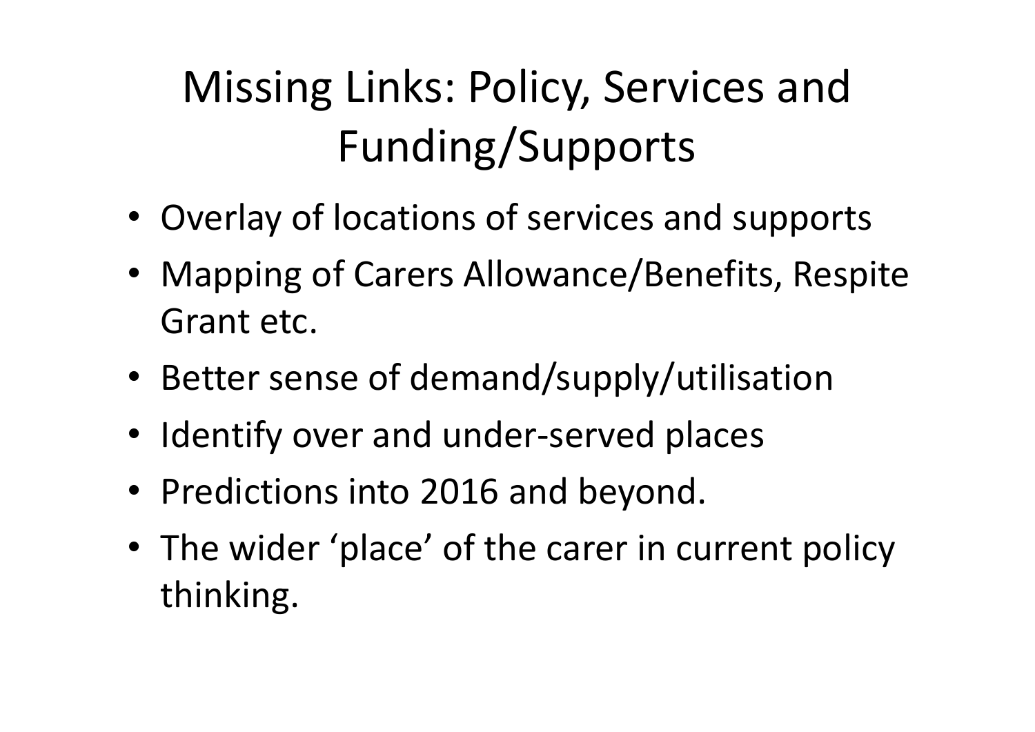# Missing Links: Policy, Services and Funding/Supports

- Overlay of locations of services and supports
- Mapping of Carers Allowance/Benefits, Respite Grant etc.
- Better sense of demand/supply/utilisation
- Identify over and under-served places
- Predictions into 2016 and beyond.
- The wider 'place' of the carer in current policy thinking.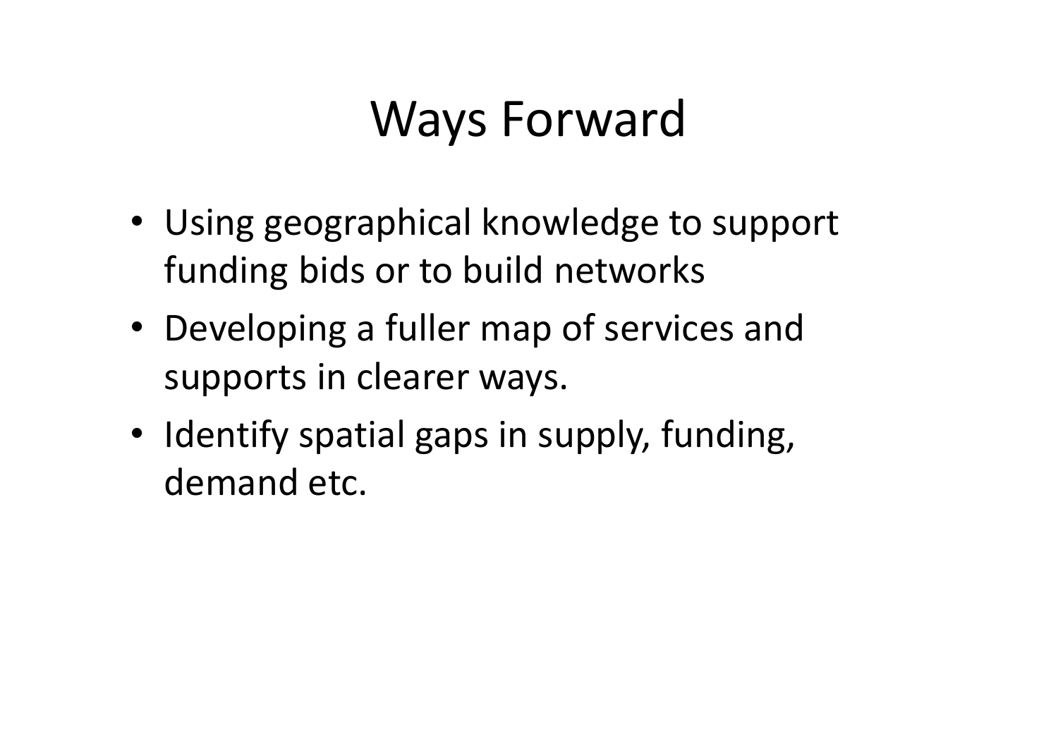# Ways Forward

- Using geographical knowledge to support funding bids or to build networks
- Developing a fuller map of services and supports in clearer ways.
- Identify spatial gaps in supply, funding, demand etc.